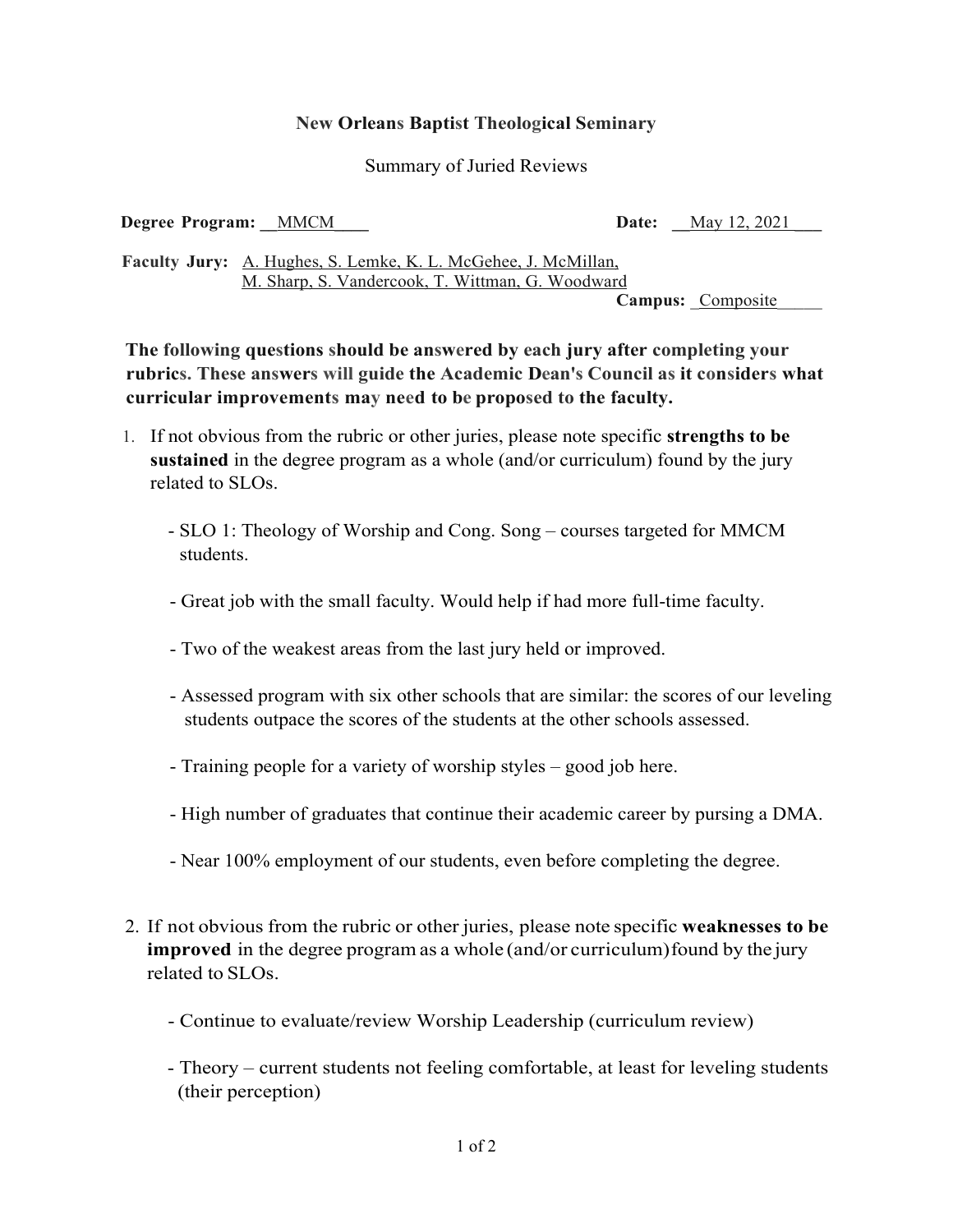**New Orleans Baptist Theological Seminary**

Summary of Juried Reviews

**Degree Program:** MMCM **Date:** May 12, 2021

**Faculty Jury:** A. Hughes, S. Lemke, K. L. McGehee, J. McMillan, M. Sharp, S. Vandercook, T. Wittman, G. Woodward

**Campus:** Composite

**The following questions should be answered by each jury after completing your rubrics. These answers will guide the Academic Dean's Council as it considers what curricular improvements may need to be proposed to the faculty.**

1. If not obvious from the rubric or other juries, please note specific **strengths to be sustained** in the degree program as a whole (and/or curriculum) found by the jury related to SLOs.

   - SLO 1: Theology of Worship and Cong. Song – courses targeted for MMCM students.

   - Great job with the small faculty. Would help if had more full-time faculty.

   - Two of the weakest areas from the last jury held or improved.

   - Assessed program with six other schools that are similar: the scores of our leveling students outpace the scores of the students at the other schools assessed.

   - Training people for a variety of worship styles – good job here.

   - High number of graduates that continue their academic career by pursing a DMA.

   - Near 100% employment of our students, even before completing the degree.

2. If not obvious from the rubric or other juries, please note specific **weaknesses to be improved** in the degree program as a whole (and/or curriculum) found by the jury related to SLOs.

   - Continue to evaluate/review Worship Leadership (curriculum review)

   - Theory – current students not feeling comfortable, at least for leveling students (their perception)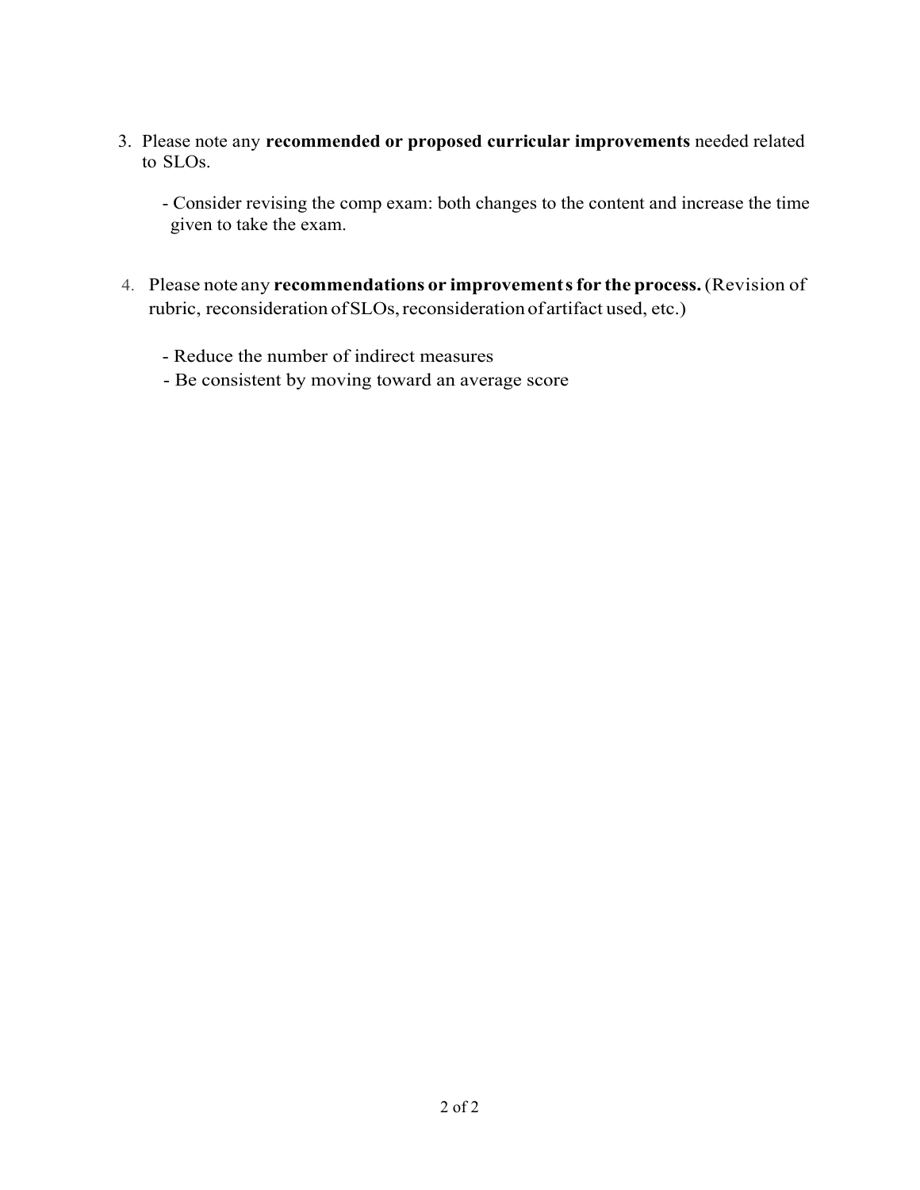3. Please note any **recommended or proposed curricular improvements** needed related to SLOs.

   - Consider revising the comp exam: both changes to the content and increase the time given to take the exam.

4. Please note any **recommendations or improvements for the process.** (Revision of rubric, reconsideration of SLOs, reconsideration of artifact used, etc.)

   - Reduce the number of indirect measures
   - Be consistent by moving toward an average score